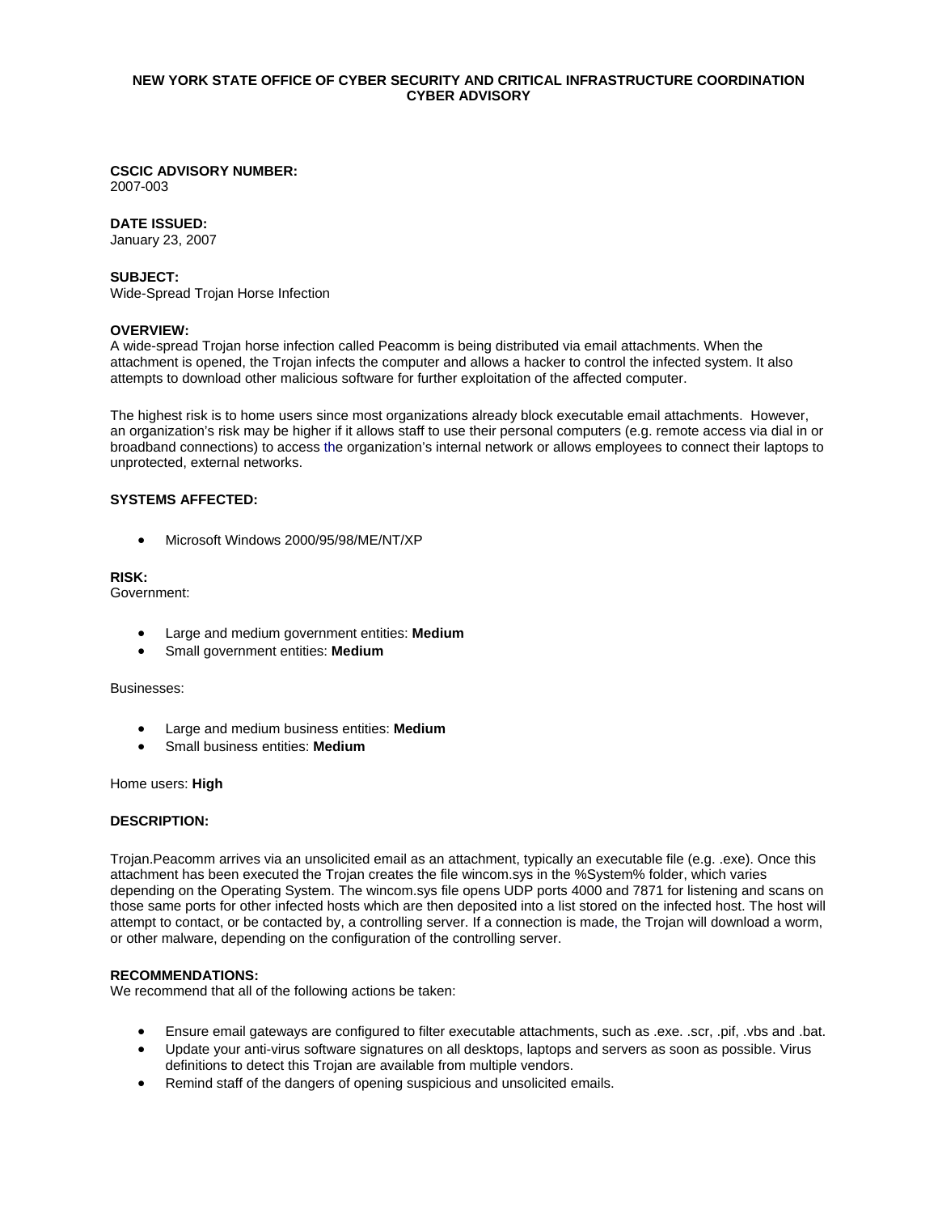# NEW YORK STATE OFFICE OF CYBER SECURITY AND CRITICAL INFRASTRUCTURE COORDINATION
# CYBER ADVISORY

**CSCIC ADVISORY NUMBER:**
2007-003

**DATE ISSUED:**
January 23, 2007

**SUBJECT:**
Wide-Spread Trojan Horse Infection

**OVERVIEW:**
A wide-spread Trojan horse infection called Peacomm is being distributed via email attachments. When the attachment is opened, the Trojan infects the computer and allows a hacker to control the infected system. It also attempts to download other malicious software for further exploitation of the affected computer.

The highest risk is to home users since most organizations already block executable email attachments. However, an organization's risk may be higher if it allows staff to use their personal computers (e.g. remote access via dial in or broadband connections) to access the organization's internal network or allows employees to connect their laptops to unprotected, external networks.

**SYSTEMS AFFECTED:**

- Microsoft Windows 2000/95/98/ME/NT/XP

**RISK:**
Government:

- Large and medium government entities: **Medium**
- Small government entities: **Medium**

Businesses:

- Large and medium business entities: **Medium**
- Small business entities: **Medium**

Home users: **High**

**DESCRIPTION:**

Trojan.Peacomm arrives via an unsolicited email as an attachment, typically an executable file (e.g. .exe). Once this attachment has been executed the Trojan creates the file wincom.sys in the %System% folder, which varies depending on the Operating System. The wincom.sys file opens UDP ports 4000 and 7871 for listening and scans on those same ports for other infected hosts which are then deposited into a list stored on the infected host. The host will attempt to contact, or be contacted by, a controlling server. If a connection is made, the Trojan will download a worm, or other malware, depending on the configuration of the controlling server.

**RECOMMENDATIONS:**
We recommend that all of the following actions be taken:

- Ensure email gateways are configured to filter executable attachments, such as .exe. .scr, .pif, .vbs and .bat.
- Update your anti-virus software signatures on all desktops, laptops and servers as soon as possible. Virus definitions to detect this Trojan are available from multiple vendors.
- Remind staff of the dangers of opening suspicious and unsolicited emails.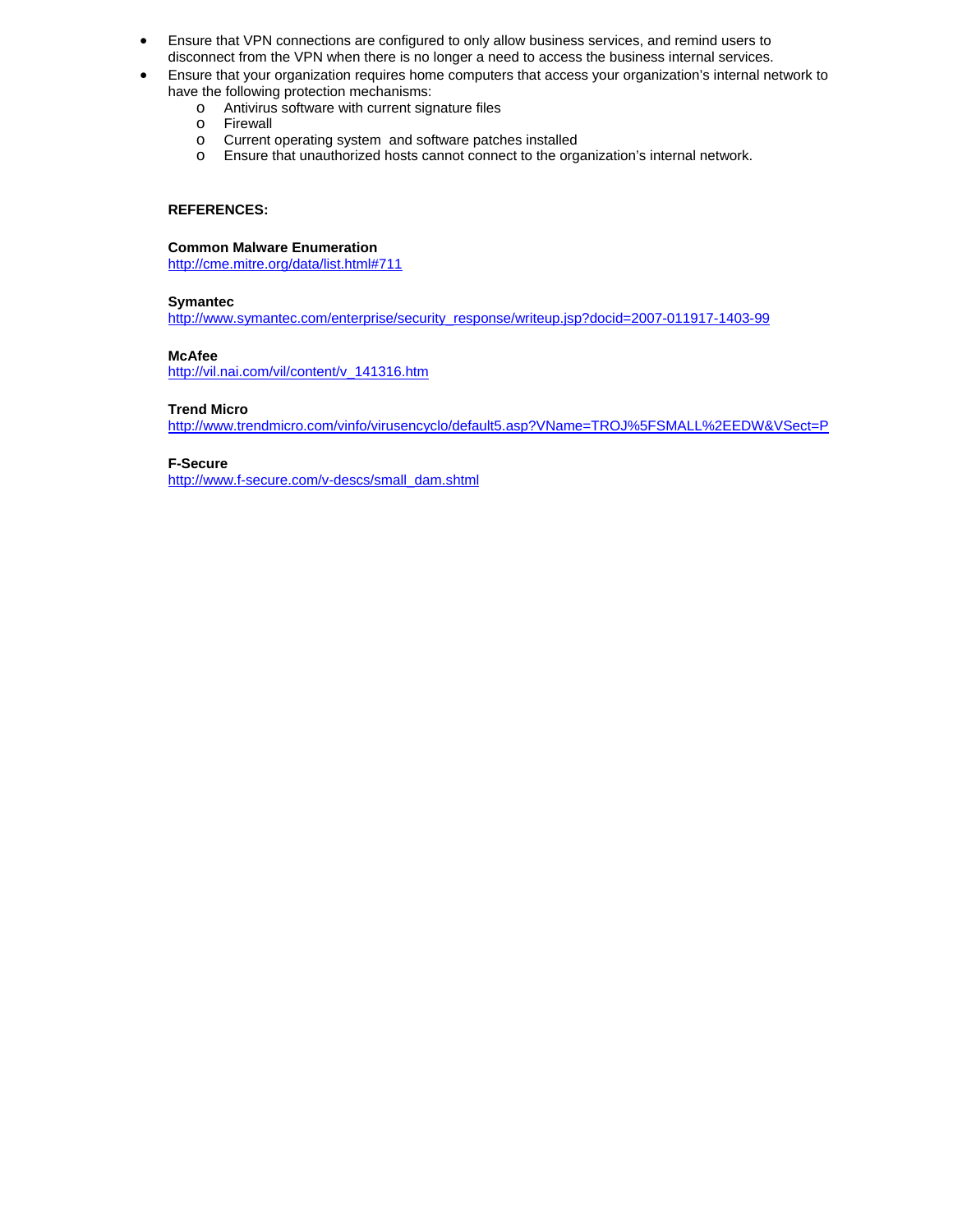- Ensure that VPN connections are configured to only allow business services, and remind users to disconnect from the VPN when there is no longer a need to access the business internal services.
- Ensure that your organization requires home computers that access your organization's internal network to have the following protection mechanisms:
  - Antivirus software with current signature files
  - Firewall
  - Current operating system and software patches installed
  - Ensure that unauthorized hosts cannot connect to the organization's internal network.

**REFERENCES:**

**Common Malware Enumeration**
http://cme.mitre.org/data/list.html#711

**Symantec**
http://www.symantec.com/enterprise/security_response/writeup.jsp?docid=2007-011917-1403-99

**McAfee**
http://vil.nai.com/vil/content/v_141316.htm

**Trend Micro**
http://www.trendmicro.com/vinfo/virusencyclo/default5.asp?VName=TROJ%5FSMALL%2EEDW&VSect=P

**F-Secure**
http://www.f-secure.com/v-descs/small_dam.shtml